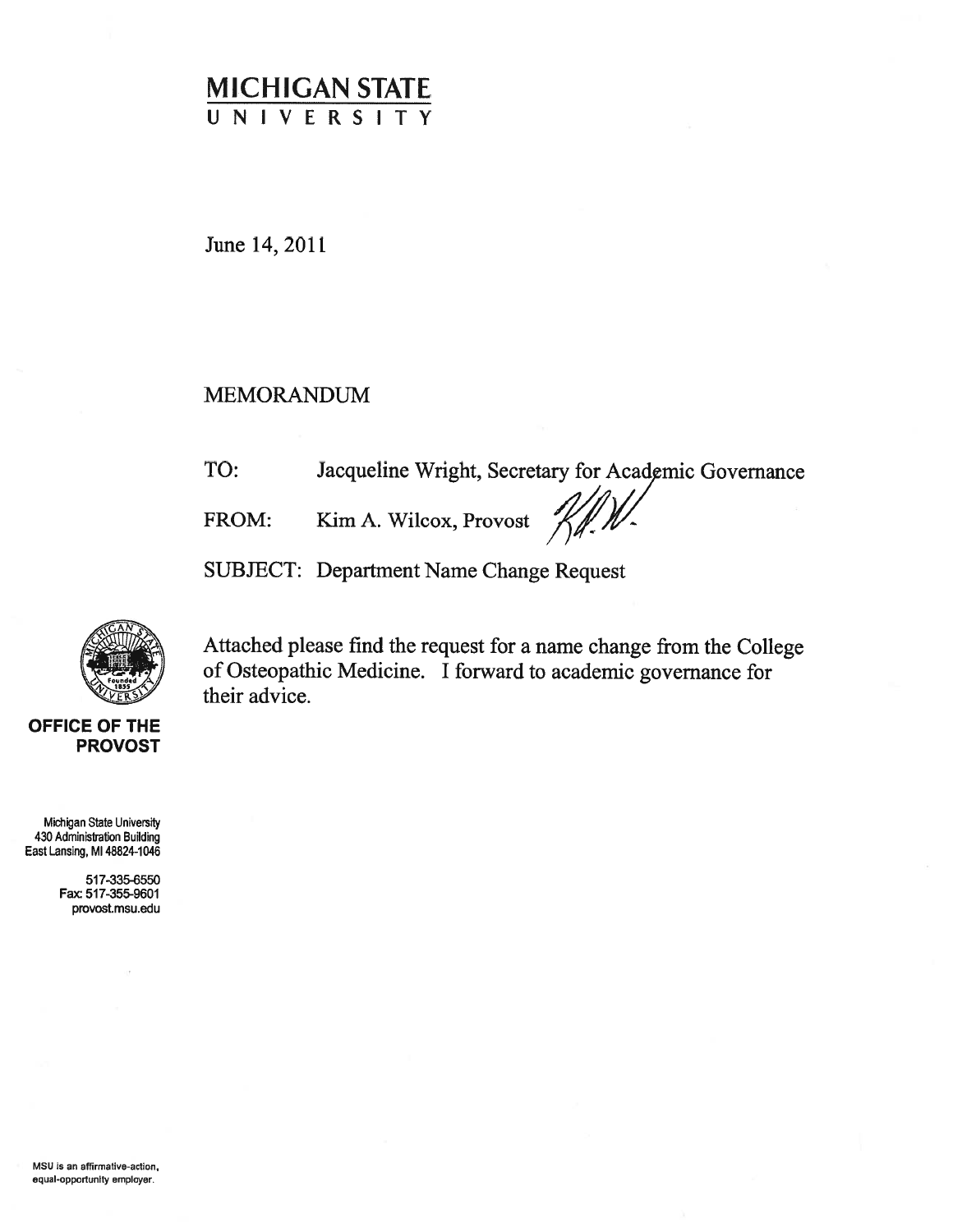# MICHIGAN STATE UNIVERSITY

June 14, 2011

MEMORANDUM

TO: Jacqueline Wright, Secretary for Academic Governance

FROM: Kim A. Wilcox, Provost

SUBJECT: Department Name Change Request

Attached please find the request for a name change from the College of Osteopathic Medicine. I forward to academic governance for their advice.

**OFFICE OF THE PROVOST**

Michigan State University
430 Administration Building
East Lansing, MI 48824-1046

517-335-6550
Fax: 517-355-9601
provost.msu.edu

MSU is an affirmative-action, equal-opportunity employer.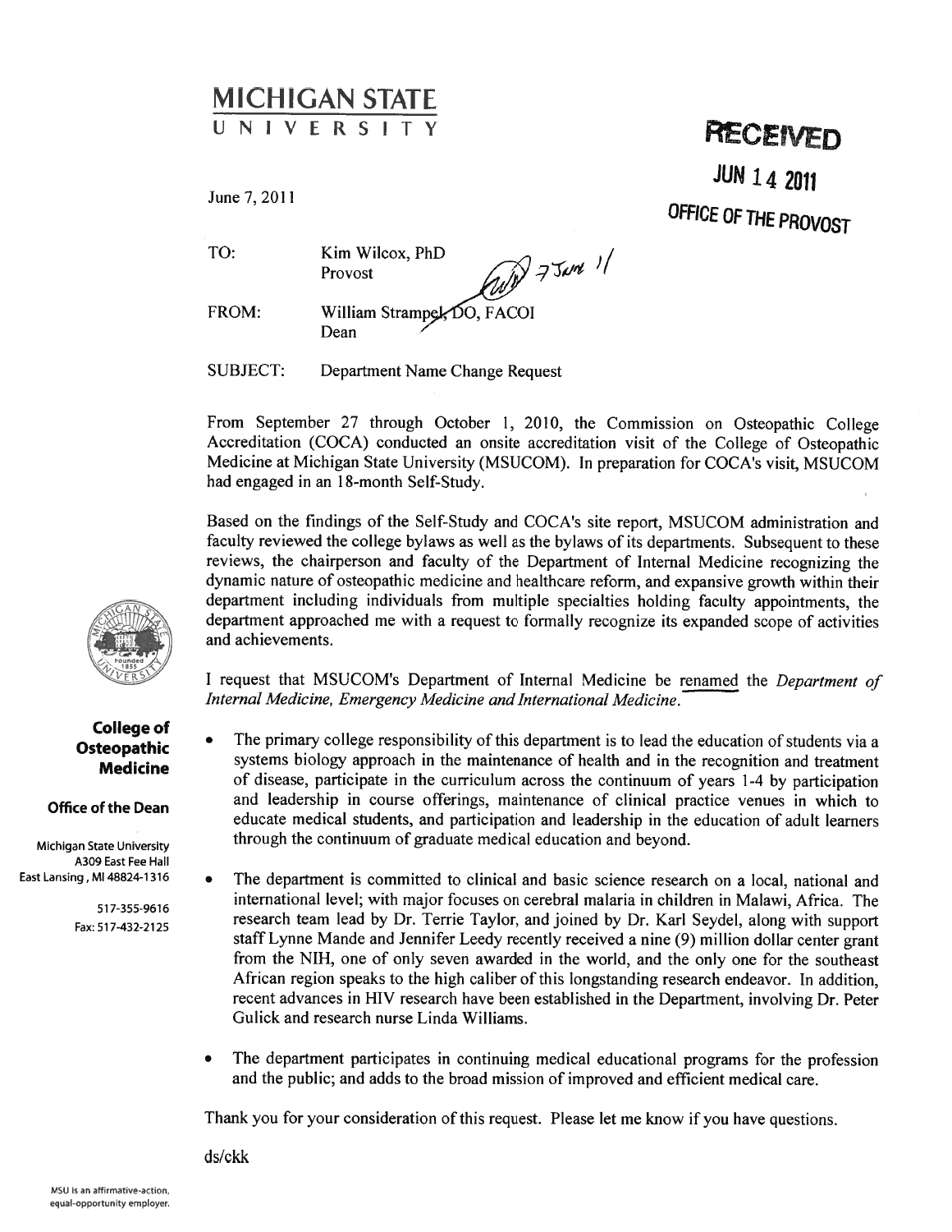# MICHIGAN STATE UNIVERSITY

**RECEIVED**

**JUN 14 2011**

**OFFICE OF THE PROVOST**

June 7, 2011

TO: Kim Wilcox, PhD
Provost

7 June 11

FROM: William Strampel, DO, FACOI
Dean

SUBJECT: Department Name Change Request

From September 27 through October 1, 2010, the Commission on Osteopathic College Accreditation (COCA) conducted an onsite accreditation visit of the College of Osteopathic Medicine at Michigan State University (MSUCOM). In preparation for COCA's visit, MSUCOM had engaged in an 18-month Self-Study.

Based on the findings of the Self-Study and COCA's site report, MSUCOM administration and faculty reviewed the college bylaws as well as the bylaws of its departments. Subsequent to these reviews, the chairperson and faculty of the Department of Internal Medicine recognizing the dynamic nature of osteopathic medicine and healthcare reform, and expansive growth within their department including individuals from multiple specialties holding faculty appointments, the department approached me with a request to formally recognize its expanded scope of activities and achievements.

I request that MSUCOM's Department of Internal Medicine be renamed the *Department of Internal Medicine, Emergency Medicine and International Medicine*.

- The primary college responsibility of this department is to lead the education of students via a systems biology approach in the maintenance of health and in the recognition and treatment of disease, participate in the curriculum across the continuum of years 1-4 by participation and leadership in course offerings, maintenance of clinical practice venues in which to educate medical students, and participation and leadership in the education of adult learners through the continuum of graduate medical education and beyond.
- The department is committed to clinical and basic science research on a local, national and international level; with major focuses on cerebral malaria in children in Malawi, Africa. The research team lead by Dr. Terrie Taylor, and joined by Dr. Karl Seydel, along with support staff Lynne Mande and Jennifer Leedy recently received a nine (9) million dollar center grant from the NIH, one of only seven awarded in the world, and the only one for the southeast African region speaks to the high caliber of this longstanding research endeavor. In addition, recent advances in HIV research have been established in the Department, involving Dr. Peter Gulick and research nurse Linda Williams.
- The department participates in continuing medical educational programs for the profession and the public; and adds to the broad mission of improved and efficient medical care.

Thank you for your consideration of this request. Please let me know if you have questions.

ds/ckk

**College of Osteopathic Medicine**

**Office of the Dean**

Michigan State University
A309 East Fee Hall
East Lansing, MI 48824-1316

517-355-9616
Fax: 517-432-2125

MSU is an affirmative-action, equal-opportunity employer.